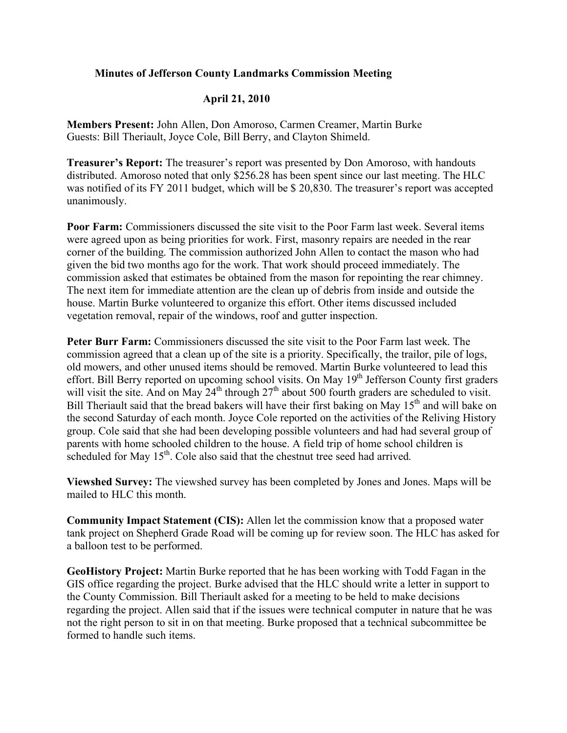**Minutes of Jefferson County Landmarks Commission Meeting**

**April 21, 2010**

**Members Present:** John Allen, Don Amoroso, Carmen Creamer, Martin Burke
Guests: Bill Theriault, Joyce Cole, Bill Berry, and Clayton Shimeld.

**Treasurer's Report:** The treasurer's report was presented by Don Amoroso, with handouts distributed. Amoroso noted that only $256.28 has been spent since our last meeting. The HLC was notified of its FY 2011 budget, which will be $ 20,830. The treasurer's report was accepted unanimously.

**Poor Farm:** Commissioners discussed the site visit to the Poor Farm last week. Several items were agreed upon as being priorities for work. First, masonry repairs are needed in the rear corner of the building. The commission authorized John Allen to contact the mason who had given the bid two months ago for the work. That work should proceed immediately. The commission asked that estimates be obtained from the mason for repointing the rear chimney. The next item for immediate attention are the clean up of debris from inside and outside the house. Martin Burke volunteered to organize this effort. Other items discussed included vegetation removal, repair of the windows, roof and gutter inspection.

**Peter Burr Farm:** Commissioners discussed the site visit to the Poor Farm last week. The commission agreed that a clean up of the site is a priority. Specifically, the trailor, pile of logs, old mowers, and other unused items should be removed. Martin Burke volunteered to lead this effort. Bill Berry reported on upcoming school visits. On May 19th Jefferson County first graders will visit the site. And on May 24th through 27th about 500 fourth graders are scheduled to visit. Bill Theriault said that the bread bakers will have their first baking on May 15th and will bake on the second Saturday of each month. Joyce Cole reported on the activities of the Reliving History group. Cole said that she had been developing possible volunteers and had had several group of parents with home schooled children to the house. A field trip of home school children is scheduled for May 15th. Cole also said that the chestnut tree seed had arrived.

**Viewshed Survey:** The viewshed survey has been completed by Jones and Jones. Maps will be mailed to HLC this month.

**Community Impact Statement (CIS):** Allen let the commission know that a proposed water tank project on Shepherd Grade Road will be coming up for review soon. The HLC has asked for a balloon test to be performed.

**GeoHistory Project:** Martin Burke reported that he has been working with Todd Fagan in the GIS office regarding the project. Burke advised that the HLC should write a letter in support to the County Commission. Bill Theriault asked for a meeting to be held to make decisions regarding the project. Allen said that if the issues were technical computer in nature that he was not the right person to sit in on that meeting. Burke proposed that a technical subcommittee be formed to handle such items.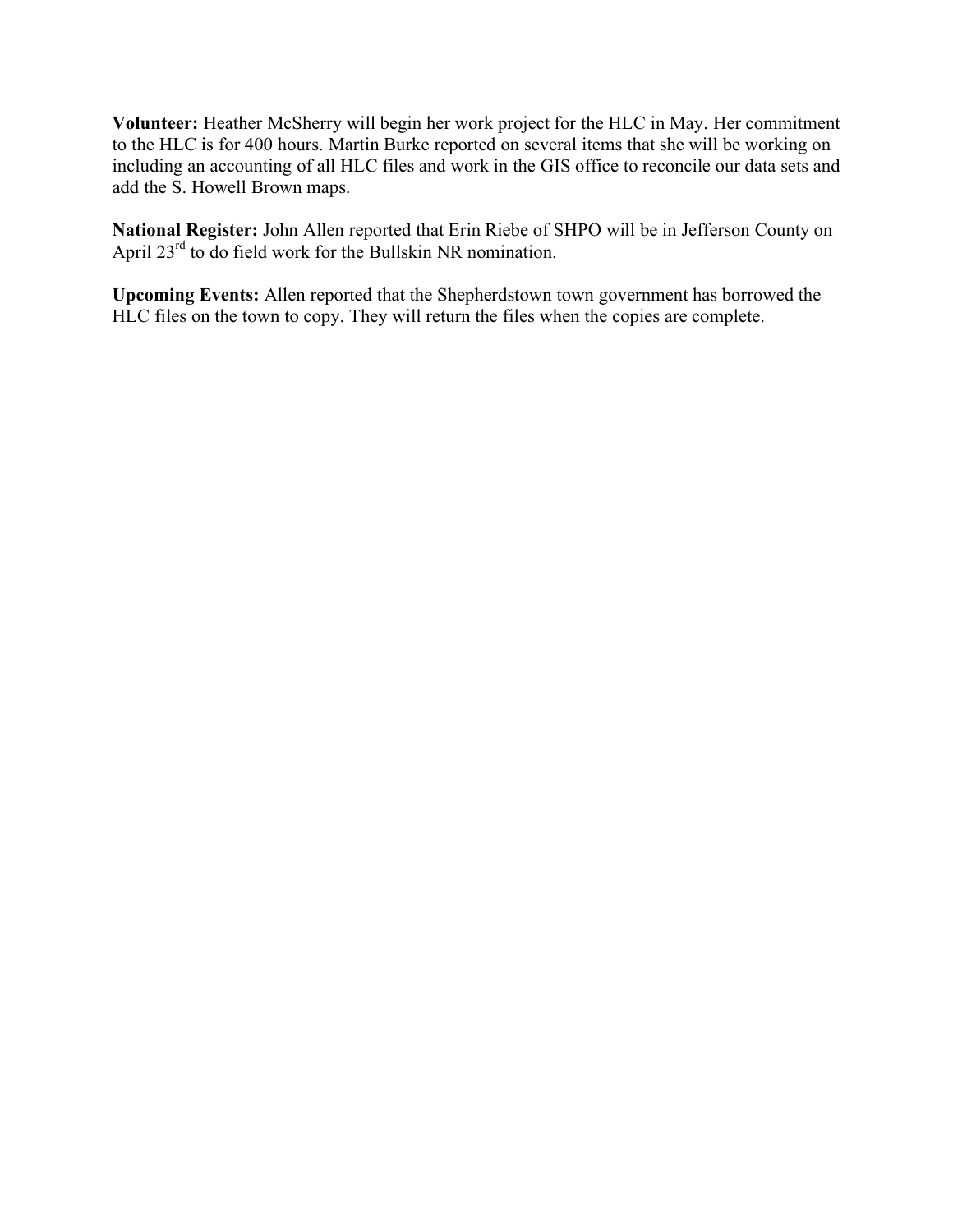**Volunteer:** Heather McSherry will begin her work project for the HLC in May. Her commitment to the HLC is for 400 hours. Martin Burke reported on several items that she will be working on including an accounting of all HLC files and work in the GIS office to reconcile our data sets and add the S. Howell Brown maps.

**National Register:** John Allen reported that Erin Riebe of SHPO will be in Jefferson County on April 23rd to do field work for the Bullskin NR nomination.

**Upcoming Events:** Allen reported that the Shepherdstown town government has borrowed the HLC files on the town to copy. They will return the files when the copies are complete.